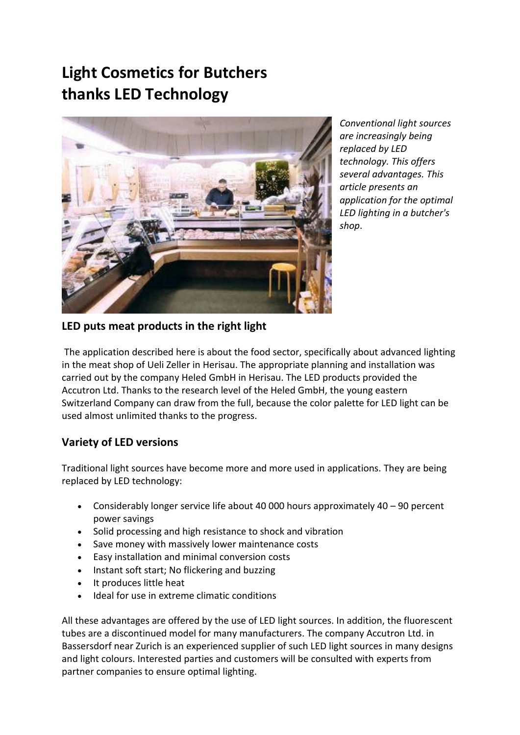# Light Cosmetics for Butchers thanks LED Technology

*Conventional light sources are increasingly being replaced by LED technology. This offers several advantages. This article presents an application for the optimal LED lighting in a butcher's shop*.

## LED puts meat products in the right light

The application described here is about the food sector, specifically about advanced lighting in the meat shop of Ueli Zeller in Herisau. The appropriate planning and installation was carried out by the company Heled GmbH in Herisau. The LED products provided the Accutron Ltd. Thanks to the research level of the Heled GmbH, the young eastern Switzerland Company can draw from the full, because the color palette for LED light can be used almost unlimited thanks to the progress.

## Variety of LED versions

Traditional light sources have become more and more used in applications. They are being replaced by LED technology:

- Considerably longer service life about 40 000 hours approximately 40 – 90 percent power savings
- Solid processing and high resistance to shock and vibration
- Save money with massively lower maintenance costs
- Easy installation and minimal conversion costs
- Instant soft start; No flickering and buzzing
- It produces little heat
- Ideal for use in extreme climatic conditions

All these advantages are offered by the use of LED light sources. In addition, the fluorescent tubes are a discontinued model for many manufacturers. The company Accutron Ltd. in Bassersdorf near Zurich is an experienced supplier of such LED light sources in many designs and light colours. Interested parties and customers will be consulted with experts from partner companies to ensure optimal lighting.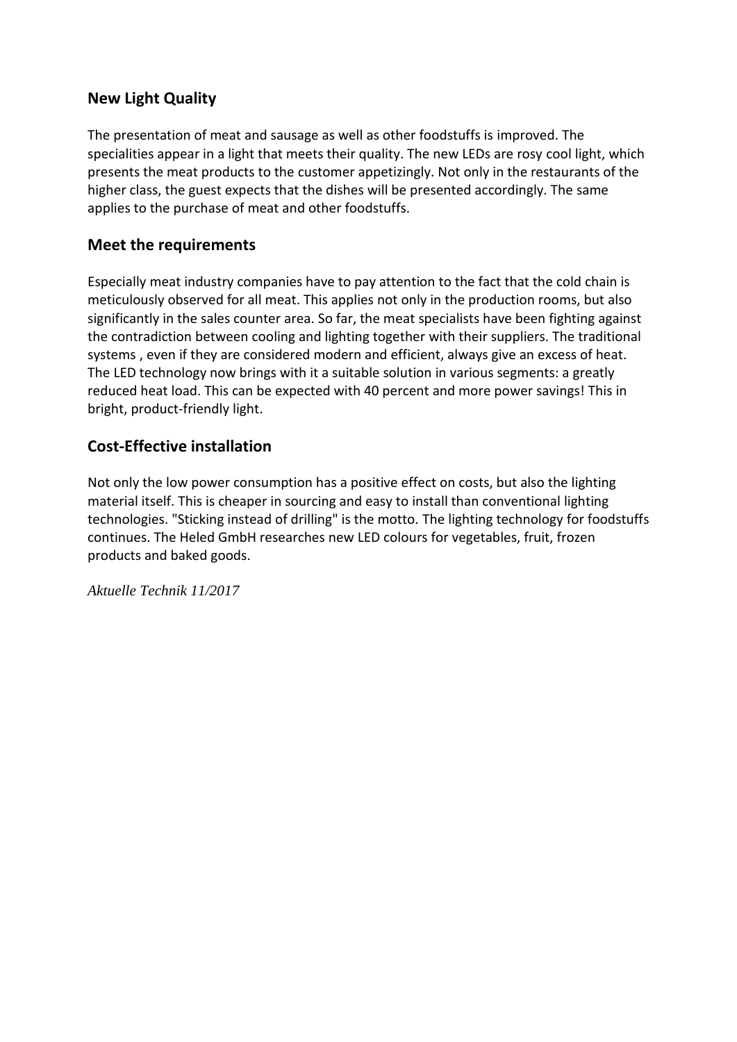## New Light Quality

The presentation of meat and sausage as well as other foodstuffs is improved. The specialities appear in a light that meets their quality. The new LEDs are rosy cool light, which presents the meat products to the customer appetizingly. Not only in the restaurants of the higher class, the guest expects that the dishes will be presented accordingly. The same applies to the purchase of meat and other foodstuffs.

## Meet the requirements

Especially meat industry companies have to pay attention to the fact that the cold chain is meticulously observed for all meat. This applies not only in the production rooms, but also significantly in the sales counter area. So far, the meat specialists have been fighting against the contradiction between cooling and lighting together with their suppliers. The traditional systems , even if they are considered modern and efficient, always give an excess of heat. The LED technology now brings with it a suitable solution in various segments: a greatly reduced heat load. This can be expected with 40 percent and more power savings! This in bright, product-friendly light.

## Cost-Effective installation

Not only the low power consumption has a positive effect on costs, but also the lighting material itself. This is cheaper in sourcing and easy to install than conventional lighting technologies. "Sticking instead of drilling" is the motto. The lighting technology for foodstuffs continues. The Heled GmbH researches new LED colours for vegetables, fruit, frozen products and baked goods.

*Aktuelle Technik 11/2017*